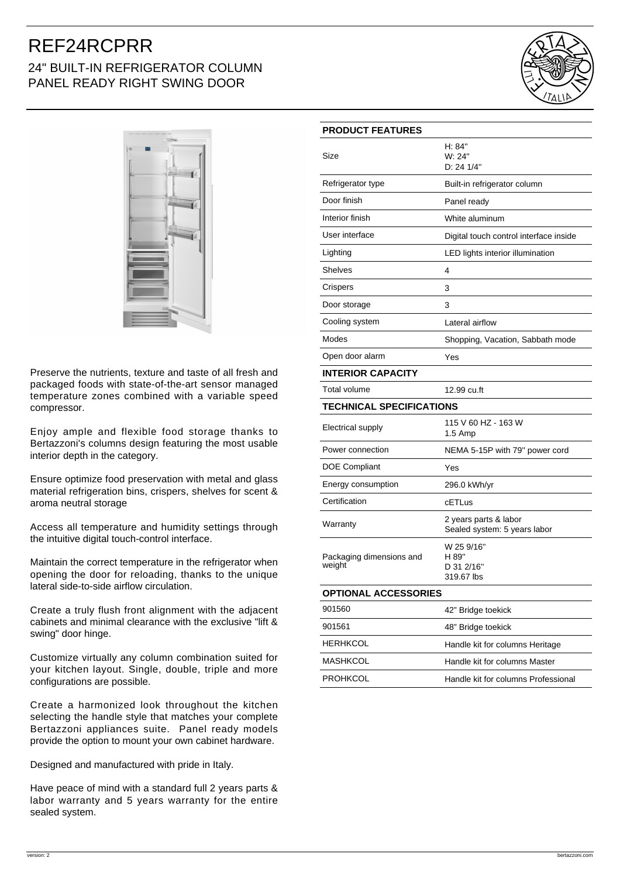# REF24RCPRR

## 24" BUILT-IN REFRIGERATOR COLUMN PANEL READY RIGHT SWING DOOR

Preserve the nutrients, texture and taste of all fresh and packaged foods with state-of-the-art sensor managed temperature zones combined with a variable speed compressor.

Enjoy ample and flexible food storage thanks to Bertazzoni's columns design featuring the most usable interior depth in the category.

Ensure optimize food preservation with metal and glass material refrigeration bins, crispers, shelves for scent & aroma neutral storage

Access all temperature and humidity settings through the intuitive digital touch-control interface.

Maintain the correct temperature in the refrigerator when opening the door for reloading, thanks to the unique lateral side-to-side airflow circulation.

Create a truly flush front alignment with the adjacent cabinets and minimal clearance with the exclusive "lift & swing" door hinge.

Customize virtually any column combination suited for your kitchen layout. Single, double, triple and more configurations are possible.

Create a harmonized look throughout the kitchen selecting the handle style that matches your complete Bertazzoni appliances suite. Panel ready models provide the option to mount your own cabinet hardware.

Designed and manufactured with pride in Italy.

Have peace of mind with a standard full 2 years parts & labor warranty and 5 years warranty for the entire sealed system.

| PRODUCT FEATURES | |
|---|---|
| Size | H: 84"<br>W: 24"<br>D: 24 1/4" |
| Refrigerator type | Built-in refrigerator column |
| Door finish | Panel ready |
| Interior finish | White aluminum |
| User interface | Digital touch control interface inside |
| Lighting | LED lights interior illumination |
| Shelves | 4 |
| Crispers | 3 |
| Door storage | 3 |
| Cooling system | Lateral airflow |
| Modes | Shopping, Vacation, Sabbath mode |
| Open door alarm | Yes |
| **INTERIOR CAPACITY** | |
| Total volume | 12.99 cu.ft |
| **TECHNICAL SPECIFICATIONS** | |
| Electrical supply | 115 V 60 HZ - 163 W<br>1.5 Amp |
| Power connection | NEMA 5-15P with 79" power cord |
| DOE Compliant | Yes |
| Energy consumption | 296.0 kWh/yr |
| Certification | cETLus |
| Warranty | 2 years parts & labor<br>Sealed system: 5 years labor |
| Packaging dimensions and weight | W 25 9/16"<br>H 89"<br>D 31 2/16"<br>319.67 lbs |
| **OPTIONAL ACCESSORIES** | |
| 901560 | 42" Bridge toekick |
| 901561 | 48" Bridge toekick |
| HERHKCOL | Handle kit for columns Heritage |
| MASHKCOL | Handle kit for columns Master |
| PROHKCOL | Handle kit for columns Professional |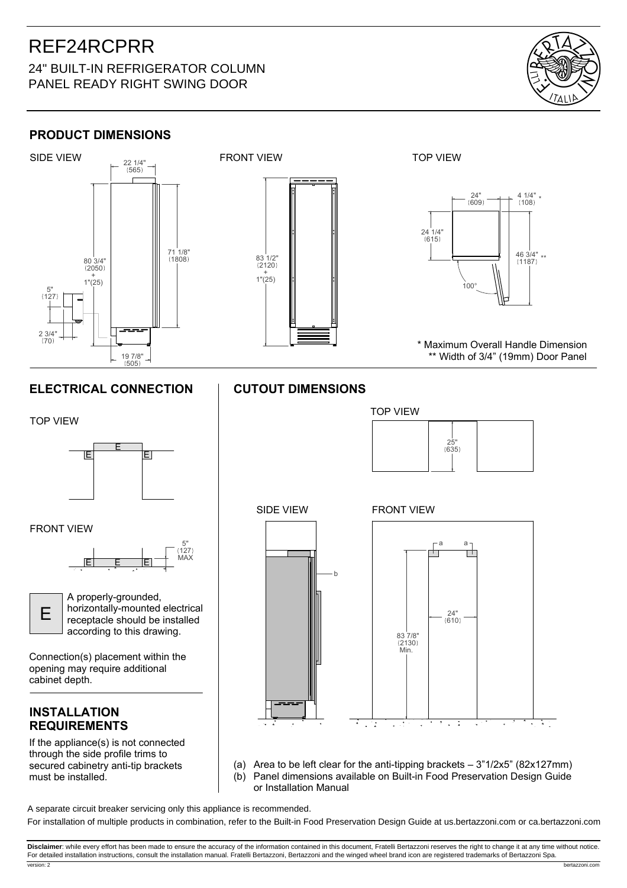# REF24RCPRR

24" BUILT-IN REFRIGERATOR COLUMN
PANEL READY RIGHT SWING DOOR

## PRODUCT DIMENSIONS

SIDE VIEW

22 1/4" (565)
80 3/4" (2050) + 1"(25)
71 1/8" (1808)
5" (127)
2 3/4" (70)
19 7/8" (505)

FRONT VIEW

83 1/2" (2120) + 1"(25)

TOP VIEW

24" (609)
4 1/4" (108) *
24 1/4" (615)
46 3/4" (1187) **
100°

\* Maximum Overall Handle Dimension
\*\* Width of 3/4" (19mm) Door Panel

## ELECTRICAL CONNECTION

TOP VIEW

FRONT VIEW

5" (127) MAX

E — A properly-grounded, horizontally-mounted electrical receptacle should be installed according to this drawing.

Connection(s) placement within the opening may require additional cabinet depth.

## INSTALLATION REQUIREMENTS

If the appliance(s) is not connected through the side profile trims to secured cabinetry anti-tip brackets must be installed.

## CUTOUT DIMENSIONS

TOP VIEW

25" (635)

SIDE VIEW

FRONT VIEW

83 7/8" (2130) Min.
24" (610)

(a) Area to be left clear for the anti-tipping brackets – 3"1/2x5" (82x127mm)
(b) Panel dimensions available on Built-in Food Preservation Design Guide or Installation Manual

A separate circuit breaker servicing only this appliance is recommended.

For installation of multiple products in combination, refer to the Built-in Food Preservation Design Guide at us.bertazzoni.com or ca.bertazzoni.com

**Disclaimer**: while every effort has been made to ensure the accuracy of the information contained in this document, Fratelli Bertazzoni reserves the right to change it at any time without notice. For detailed installation instructions, consult the installation manual. Fratelli Bertazzoni, Bertazzoni and the winged wheel brand icon are registered trademarks of Bertazzoni Spa.

version: 2